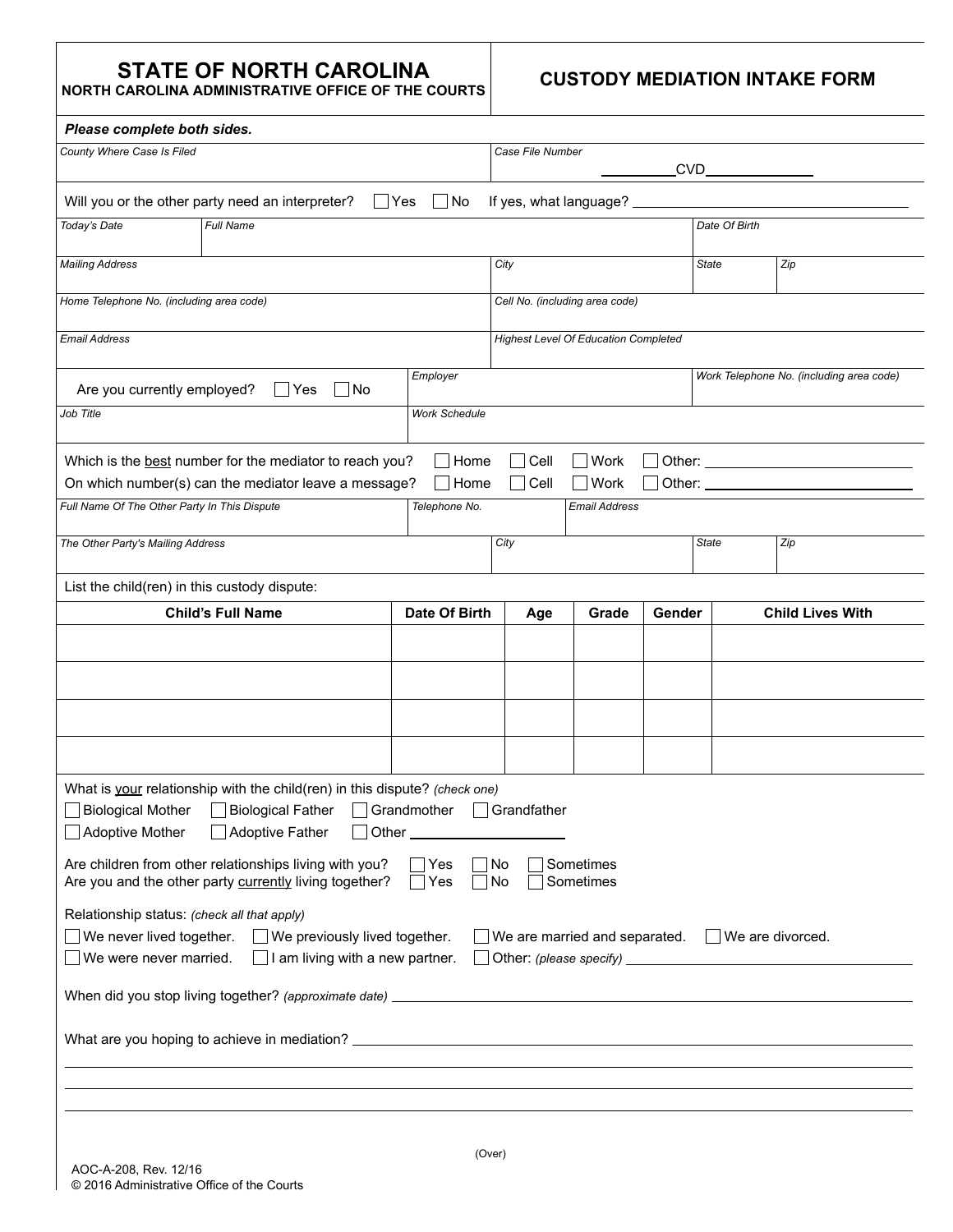# STATE OF NORTH CAROLINA

**NORTH CAROLINA ADMINISTRATIVE OFFICE OF THE COURTS**

## CUSTODY MEDIATION INTAKE FORM

***Please complete both sides.***

| *County Where Case Is Filed* | *Case File Number* ________ CVD ____________ |
|---|---|

Will you or the other party need an interpreter? ☐ Yes ☐ No If yes, what language? ______________________

| *Today's Date* | *Full Name* | *Date Of Birth* |
|---|---|---|
| | | |

| *Mailing Address* | *City* | *State* | *Zip* |
|---|---|---|---|
| | | | |

| *Home Telephone No. (including area code)* | *Cell No. (including area code)* |
|---|---|
| | |

| *Email Address* | *Highest Level Of Education Completed* |
|---|---|
| | |

| Are you currently employed? ☐ Yes ☐ No | *Employer* | *Work Telephone No. (including area code)* |
|---|---|---|
| | | |

| *Job Title* | *Work Schedule* |
|---|---|
| | |

Which is the best number for the mediator to reach you? ☐ Home ☐ Cell ☐ Work ☐ Other: ______________

On which number(s) can the mediator leave a message? ☐ Home ☐ Cell ☐ Work ☐ Other: ______________

| *Full Name Of The Other Party In This Dispute* | *Telephone No.* | *Email Address* |
|---|---|---|
| | | |

| *The Other Party's Mailing Address* | *City* | *State* | *Zip* |
|---|---|---|---|
| | | | |

List the child(ren) in this custody dispute:

| Child's Full Name | Date Of Birth | Age | Grade | Gender | Child Lives With |
|---|---|---|---|---|---|
| | | | | | |
| | | | | | |
| | | | | | |
| | | | | | |

What is your relationship with the child(ren) in this dispute? *(check one)*

☐ Biological Mother ☐ Biological Father ☐ Grandmother ☐ Grandfather

☐ Adoptive Mother ☐ Adoptive Father ☐ Other ______________

Are children from other relationships living with you? ☐ Yes ☐ No ☐ Sometimes

Are you and the other party currently living together? ☐ Yes ☐ No ☐ Sometimes

Relationship status: *(check all that apply)*

☐ We never lived together. ☐ We previously lived together. ☐ We are married and separated. ☐ We are divorced.

☐ We were never married. ☐ I am living with a new partner. ☐ Other: *(please specify)* ______________

When did you stop living together? *(approximate date)* ______________________

What are you hoping to achieve in mediation? ______________________

______________________________________________

______________________________________________

______________________________________________

(Over)

AOC-A-208, Rev. 12/16

© 2016 Administrative Office of the Courts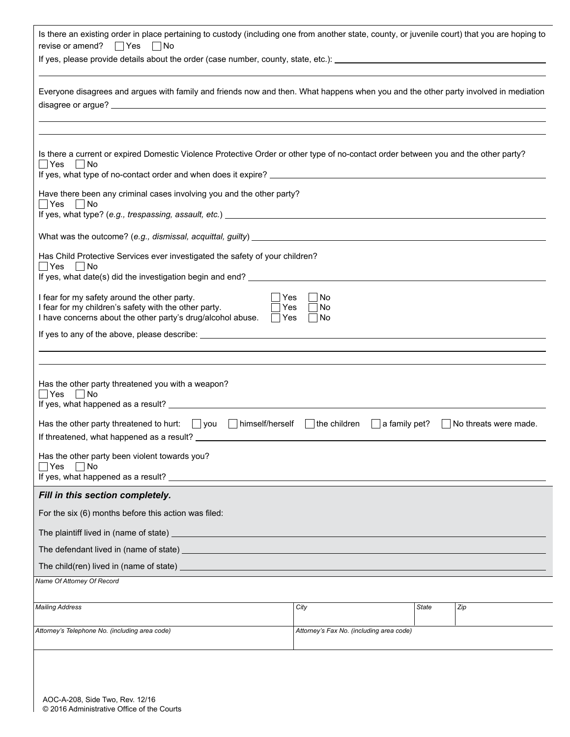Is there an existing order in place pertaining to custody (including one from another state, county, or juvenile court) that you are hoping to revise or amend? ☐ Yes ☐ No

If yes, please provide details about the order (case number, county, state, etc.): ______________________________

Everyone disagrees and argues with family and friends now and then. What happens when you and the other party involved in mediation disagree or argue? ______________________________

Is there a current or expired Domestic Violence Protective Order or other type of no-contact order between you and the other party?
☐ Yes ☐ No
If yes, what type of no-contact order and when does it expire? ______________________________

Have there been any criminal cases involving you and the other party?
☐ Yes ☐ No
If yes, what type? (*e.g., trespassing, assault, etc.*) ______________________________

What was the outcome? (*e.g., dismissal, acquittal, guilty*) ______________________________

Has Child Protective Services ever investigated the safety of your children?
☐ Yes ☐ No
If yes, what date(s) did the investigation begin and end? ______________________________

I fear for my safety around the other party. ☐ Yes ☐ No
I fear for my children's safety with the other party. ☐ Yes ☐ No
I have concerns about the other party's drug/alcohol abuse. ☐ Yes ☐ No

If yes to any of the above, please describe: ______________________________

Has the other party threatened you with a weapon?
☐ Yes ☐ No
If yes, what happened as a result? ______________________________

Has the other party threatened to hurt: ☐ you ☐ himself/herself ☐ the children ☐ a family pet? ☐ No threats were made.
If threatened, what happened as a result? ______________________________

Has the other party been violent towards you?
☐ Yes ☐ No
If yes, what happened as a result? ______________________________

***Fill in this section completely.***

For the six (6) months before this action was filed:

The plaintiff lived in (name of state) ______________________________

The defendant lived in (name of state) ______________________________

The child(ren) lived in (name of state) ______________________________

| | | | |
|---|---|---|---|
| *Name Of Attorney Of Record* | | | |
| *Mailing Address* | *City* | *State* | *Zip* |
| *Attorney's Telephone No. (including area code)* | *Attorney's Fax No. (including area code)* | | |

AOC-A-208, Side Two, Rev. 12/16
© 2016 Administrative Office of the Courts